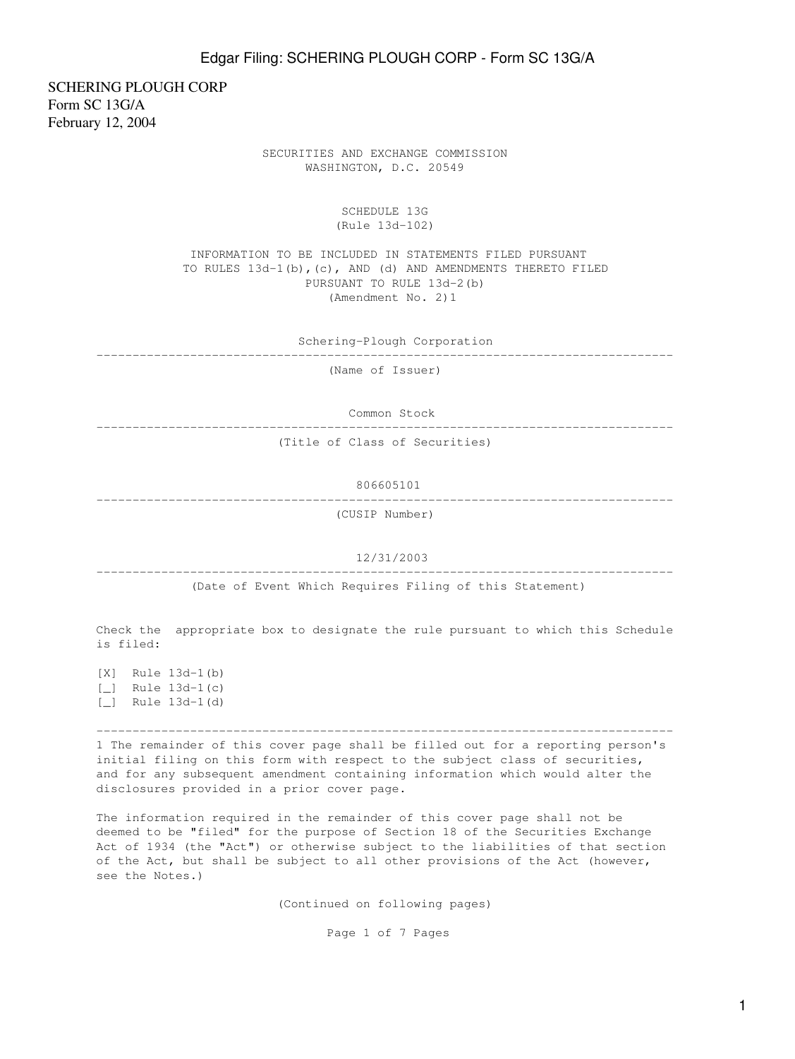SCHERING PLOUGH CORP
Form SC 13G/A
February 12, 2004

SECURITIES AND EXCHANGE COMMISSION
WASHINGTON, D.C. 20549

# SCHEDULE 13G
(Rule 13d-102)

INFORMATION TO BE INCLUDED IN STATEMENTS FILED PURSUANT TO RULES 13d-1(b),(c), AND (d) AND AMENDMENTS THERETO FILED PURSUANT TO RULE 13d-2(b)
(Amendment No. 2)1

Schering-Plough Corporation

(Name of Issuer)

Common Stock

(Title of Class of Securities)

806605101

(CUSIP Number)

12/31/2003

(Date of Event Which Requires Filing of this Statement)

Check the appropriate box to designate the rule pursuant to which this Schedule is filed:

[X] Rule 13d-1(b)
[_] Rule 13d-1(c)
[_] Rule 13d-1(d)

---

1 The remainder of this cover page shall be filled out for a reporting person's initial filing on this form with respect to the subject class of securities, and for any subsequent amendment containing information which would alter the disclosures provided in a prior cover page.

The information required in the remainder of this cover page shall not be deemed to be "filed" for the purpose of Section 18 of the Securities Exchange Act of 1934 (the "Act") or otherwise subject to the liabilities of that section of the Act, but shall be subject to all other provisions of the Act (however, see the Notes.)

(Continued on following pages)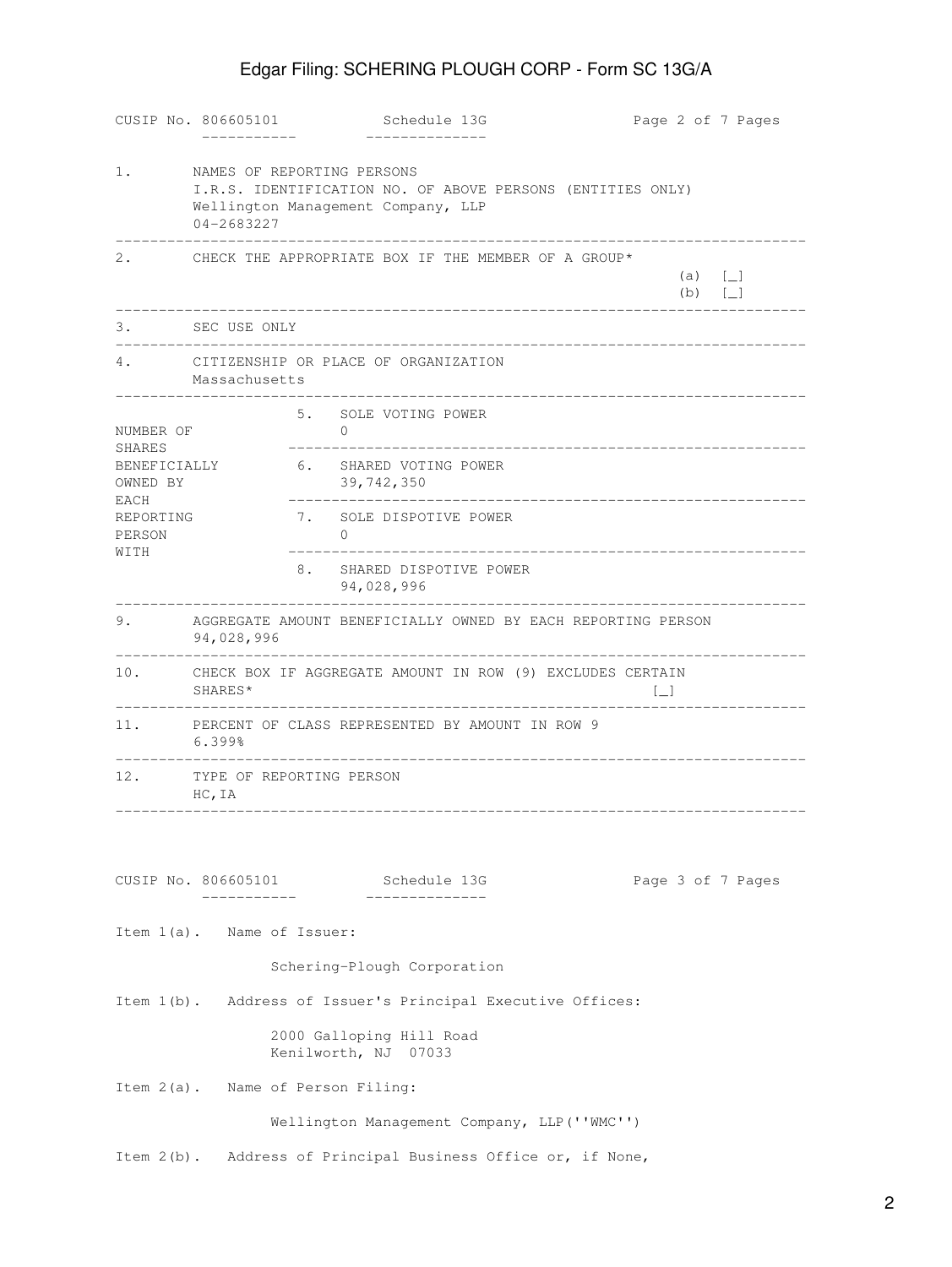CUSIP No. 806605101 Schedule 13G

| | | |
|---|---|---|
| 1. | NAMES OF REPORTING PERSONS<br>I.R.S. IDENTIFICATION NO. OF ABOVE PERSONS (ENTITIES ONLY)<br>Wellington Management Company, LLP<br>04-2683227 | |
| 2. | CHECK THE APPROPRIATE BOX IF THE MEMBER OF A GROUP* | (a) [_]<br>(b) [_] |
| 3. | SEC USE ONLY | |
| 4. | CITIZENSHIP OR PLACE OF ORGANIZATION<br>Massachusetts | |

| NUMBER OF SHARES BENEFICIALLY OWNED BY EACH REPORTING PERSON WITH | | |
|---|---|---|
| | 5. | SOLE VOTING POWER<br>0 |
| | 6. | SHARED VOTING POWER<br>39,742,350 |
| | 7. | SOLE DISPOTIVE POWER<br>0 |
| | 8. | SHARED DISPOTIVE POWER<br>94,028,996 |

| | | |
|---|---|---|
| 9. | AGGREGATE AMOUNT BENEFICIALLY OWNED BY EACH REPORTING PERSON<br>94,028,996 | |
| 10. | CHECK BOX IF AGGREGATE AMOUNT IN ROW (9) EXCLUDES CERTAIN SHARES* | [_] |
| 11. | PERCENT OF CLASS REPRESENTED BY AMOUNT IN ROW 9<br>6.399% | |
| 12. | TYPE OF REPORTING PERSON<br>HC,IA | |

CUSIP No. 806605101 Schedule 13G

Item 1(a). Name of Issuer:

Schering-Plough Corporation

Item 1(b). Address of Issuer's Principal Executive Offices:

2000 Galloping Hill Road
Kenilworth, NJ 07033

Item 2(a). Name of Person Filing:

Wellington Management Company, LLP(''WMC'')

Item 2(b). Address of Principal Business Office or, if None,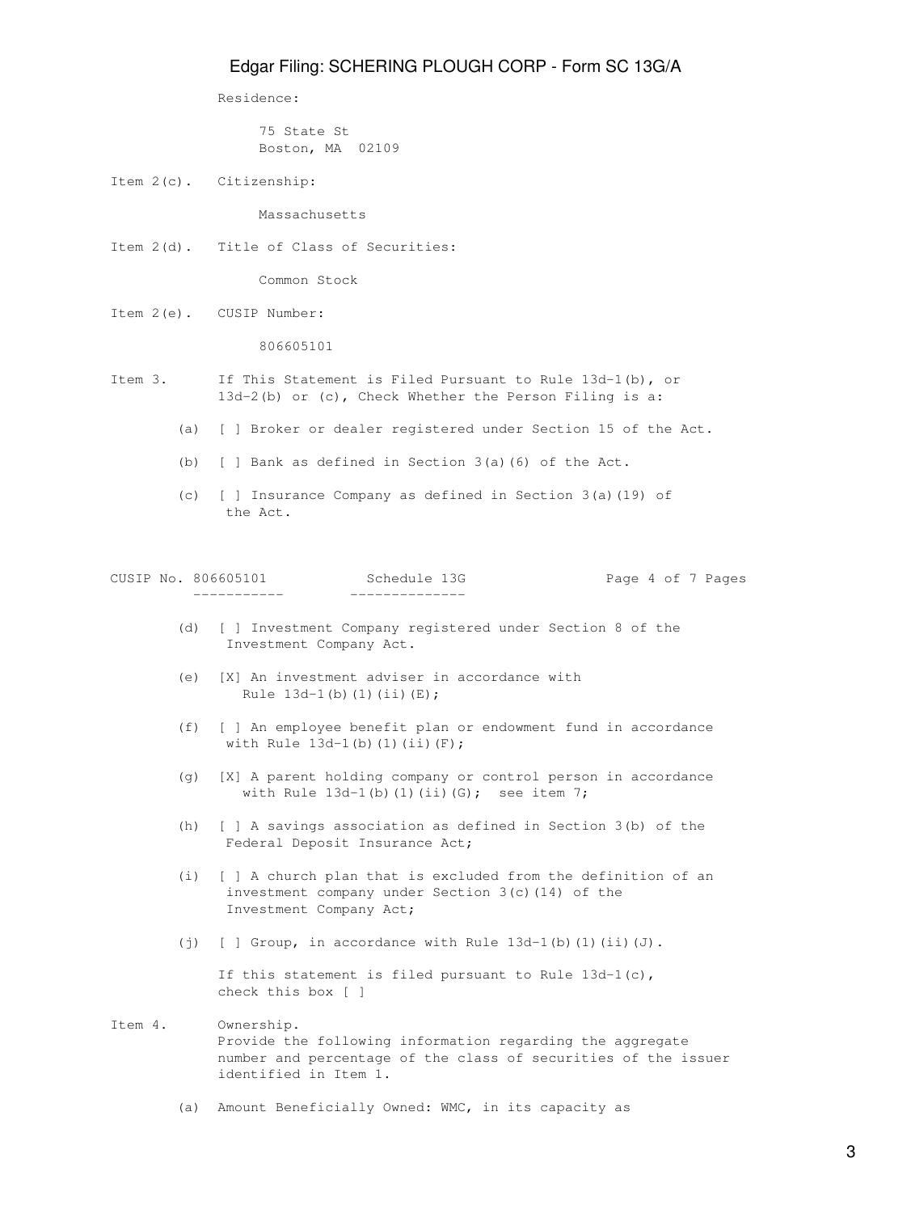Residence:

75 State St
Boston, MA 02109

Item 2(c). Citizenship:

Massachusetts

Item 2(d). Title of Class of Securities:

Common Stock

Item 2(e). CUSIP Number:

806605101

Item 3. If This Statement is Filed Pursuant to Rule 13d-1(b), or 13d-2(b) or (c), Check Whether the Person Filing is a:

(a) [ ] Broker or dealer registered under Section 15 of the Act.

(b) [ ] Bank as defined in Section 3(a)(6) of the Act.

(c) [ ] Insurance Company as defined in Section 3(a)(19) of the Act.

(d) [ ] Investment Company registered under Section 8 of the Investment Company Act.

(e) [X] An investment adviser in accordance with Rule 13d-1(b)(1)(ii)(E);

(f) [ ] An employee benefit plan or endowment fund in accordance with Rule 13d-1(b)(1)(ii)(F);

(g) [X] A parent holding company or control person in accordance with Rule 13d-1(b)(1)(ii)(G); see item 7;

(h) [ ] A savings association as defined in Section 3(b) of the Federal Deposit Insurance Act;

(i) [ ] A church plan that is excluded from the definition of an investment company under Section 3(c)(14) of the Investment Company Act;

(j) [ ] Group, in accordance with Rule 13d-1(b)(1)(ii)(J).

If this statement is filed pursuant to Rule 13d-1(c), check this box [ ]

Item 4. Ownership.
Provide the following information regarding the aggregate number and percentage of the class of securities of the issuer identified in Item 1.

(a) Amount Beneficially Owned: WMC, in its capacity as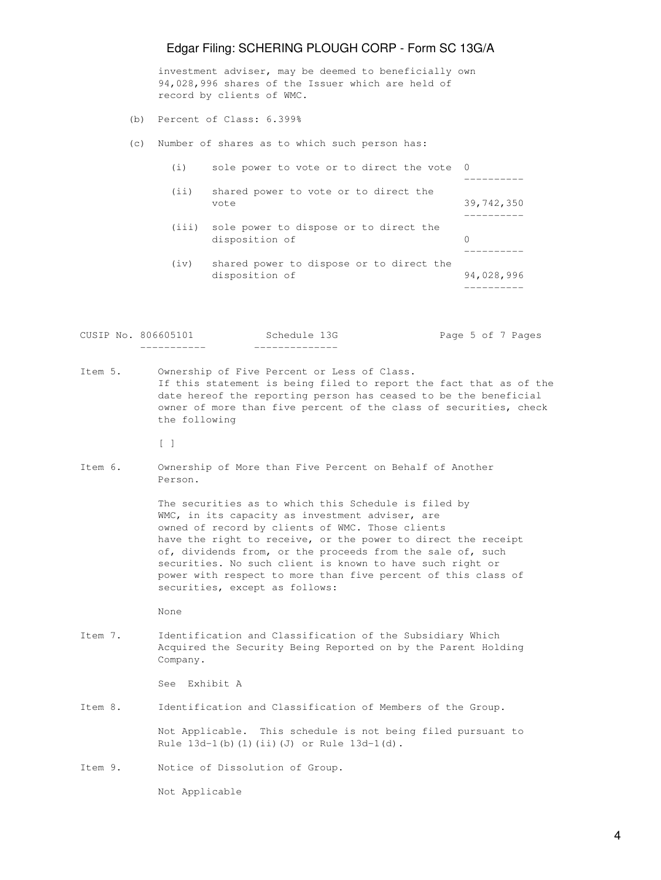investment adviser, may be deemed to beneficially own 94,028,996 shares of the Issuer which are held of record by clients of WMC.

(b) Percent of Class: 6.399%

(c) Number of shares as to which such person has:

| | | |
|---|---|---|
| (i) | sole power to vote or to direct the vote | 0 |
| (ii) | shared power to vote or to direct the vote | 39,742,350 |
| (iii) | sole power to dispose or to direct the disposition of | 0 |
| (iv) | shared power to dispose or to direct the disposition of | 94,028,996 |

CUSIP No. 806605101 Schedule 13G

**Item 5.** Ownership of Five Percent or Less of Class.

If this statement is being filed to report the fact that as of the date hereof the reporting person has ceased to be the beneficial owner of more than five percent of the class of securities, check the following

[ ]

**Item 6.** Ownership of More than Five Percent on Behalf of Another Person.

The securities as to which this Schedule is filed by WMC, in its capacity as investment adviser, are owned of record by clients of WMC. Those clients have the right to receive, or the power to direct the receipt of, dividends from, or the proceeds from the sale of, such securities. No such client is known to have such right or power with respect to more than five percent of this class of securities, except as follows:

None

**Item 7.** Identification and Classification of the Subsidiary Which Acquired the Security Being Reported on by the Parent Holding Company.

See Exhibit A

**Item 8.** Identification and Classification of Members of the Group.

Not Applicable. This schedule is not being filed pursuant to Rule 13d-1(b)(1)(ii)(J) or Rule 13d-1(d).

**Item 9.** Notice of Dissolution of Group.

Not Applicable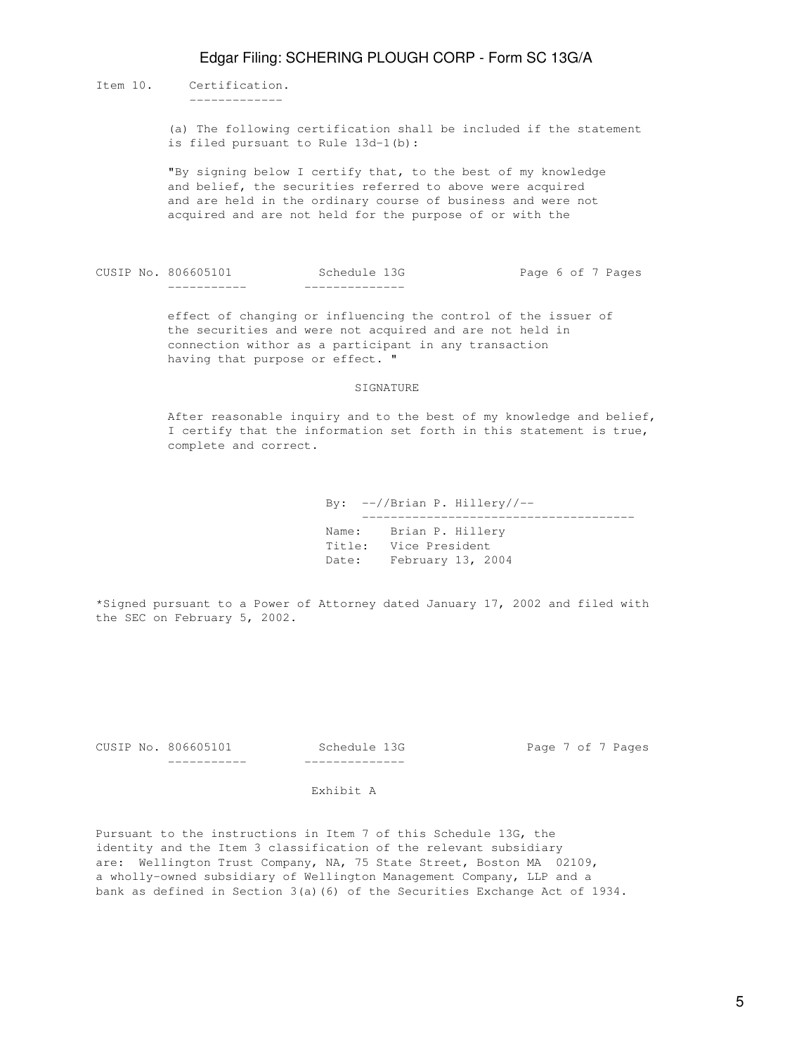Item 10. Certification.

(a) The following certification shall be included if the statement is filed pursuant to Rule 13d-1(b):

"By signing below I certify that, to the best of my knowledge and belief, the securities referred to above were acquired and are held in the ordinary course of business and were not acquired and are not held for the purpose of or with the

CUSIP No. 806605101 Schedule 13G Page 6 of 7 Pages

effect of changing or influencing the control of the issuer of the securities and were not acquired and are not held in connection withor as a participant in any transaction having that purpose or effect. "

SIGNATURE

After reasonable inquiry and to the best of my knowledge and belief, I certify that the information set forth in this statement is true, complete and correct.

By: --//Brian P. Hillery//--

Name: Brian P. Hillery
Title: Vice President
Date: February 13, 2004

*Signed pursuant to a Power of Attorney dated January 17, 2002 and filed with the SEC on February 5, 2002.

CUSIP No. 806605101 Schedule 13G Page 7 of 7 Pages

Exhibit A

Pursuant to the instructions in Item 7 of this Schedule 13G, the identity and the Item 3 classification of the relevant subsidiary are: Wellington Trust Company, NA, 75 State Street, Boston MA 02109, a wholly-owned subsidiary of Wellington Management Company, LLP and a bank as defined in Section 3(a)(6) of the Securities Exchange Act of 1934.